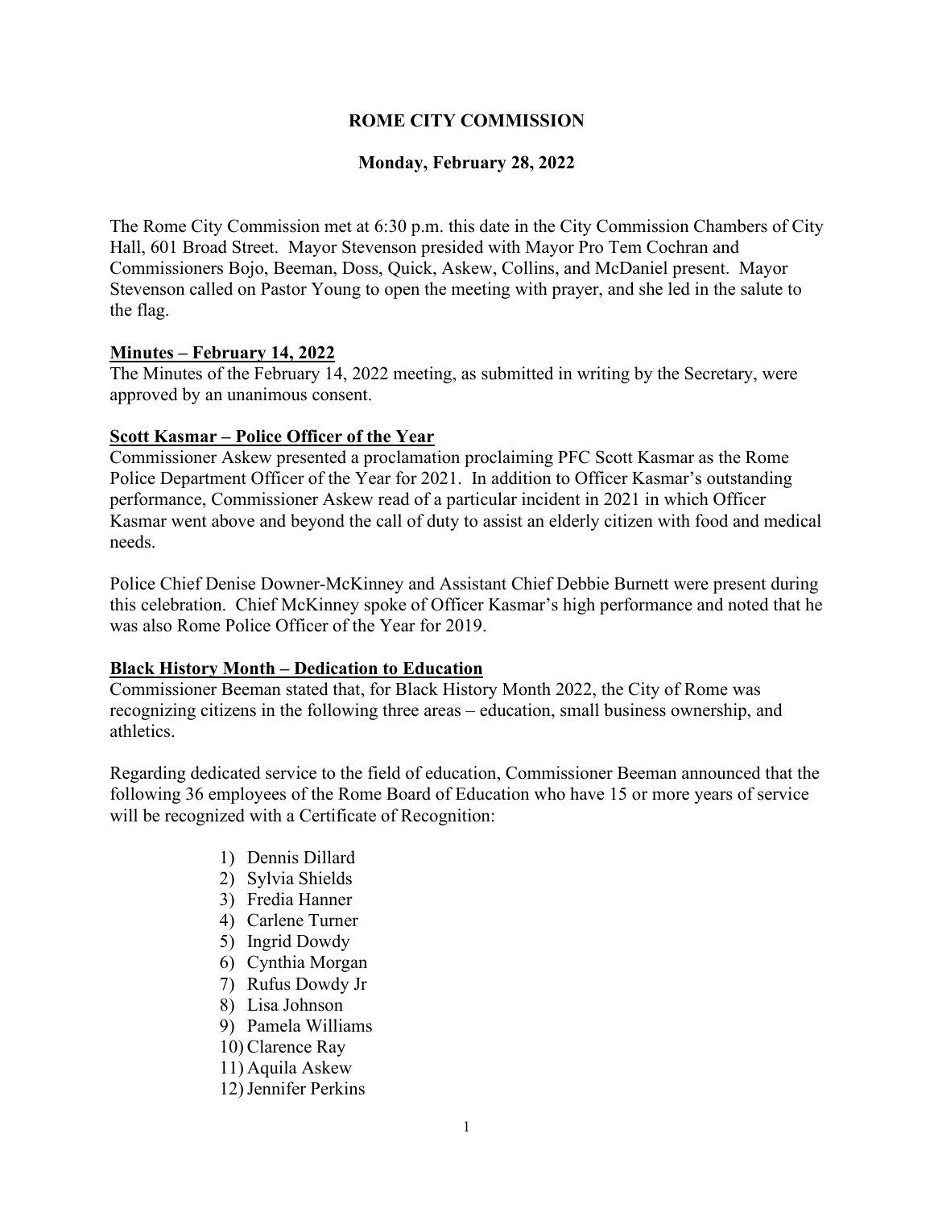# ROME CITY COMMISSION

## Monday, February 28, 2022

The Rome City Commission met at 6:30 p.m. this date in the City Commission Chambers of City Hall, 601 Broad Street. Mayor Stevenson presided with Mayor Pro Tem Cochran and Commissioners Bojo, Beeman, Doss, Quick, Askew, Collins, and McDaniel present. Mayor Stevenson called on Pastor Young to open the meeting with prayer, and she led in the salute to the flag.

**Minutes – February 14, 2022**

The Minutes of the February 14, 2022 meeting, as submitted in writing by the Secretary, were approved by an unanimous consent.

**Scott Kasmar – Police Officer of the Year**

Commissioner Askew presented a proclamation proclaiming PFC Scott Kasmar as the Rome Police Department Officer of the Year for 2021. In addition to Officer Kasmar's outstanding performance, Commissioner Askew read of a particular incident in 2021 in which Officer Kasmar went above and beyond the call of duty to assist an elderly citizen with food and medical needs.

Police Chief Denise Downer-McKinney and Assistant Chief Debbie Burnett were present during this celebration. Chief McKinney spoke of Officer Kasmar's high performance and noted that he was also Rome Police Officer of the Year for 2019.

**Black History Month – Dedication to Education**

Commissioner Beeman stated that, for Black History Month 2022, the City of Rome was recognizing citizens in the following three areas – education, small business ownership, and athletics.

Regarding dedicated service to the field of education, Commissioner Beeman announced that the following 36 employees of the Rome Board of Education who have 15 or more years of service will be recognized with a Certificate of Recognition:

1) Dennis Dillard
2) Sylvia Shields
3) Fredia Hanner
4) Carlene Turner
5) Ingrid Dowdy
6) Cynthia Morgan
7) Rufus Dowdy Jr
8) Lisa Johnson
9) Pamela Williams
10) Clarence Ray
11) Aquila Askew
12) Jennifer Perkins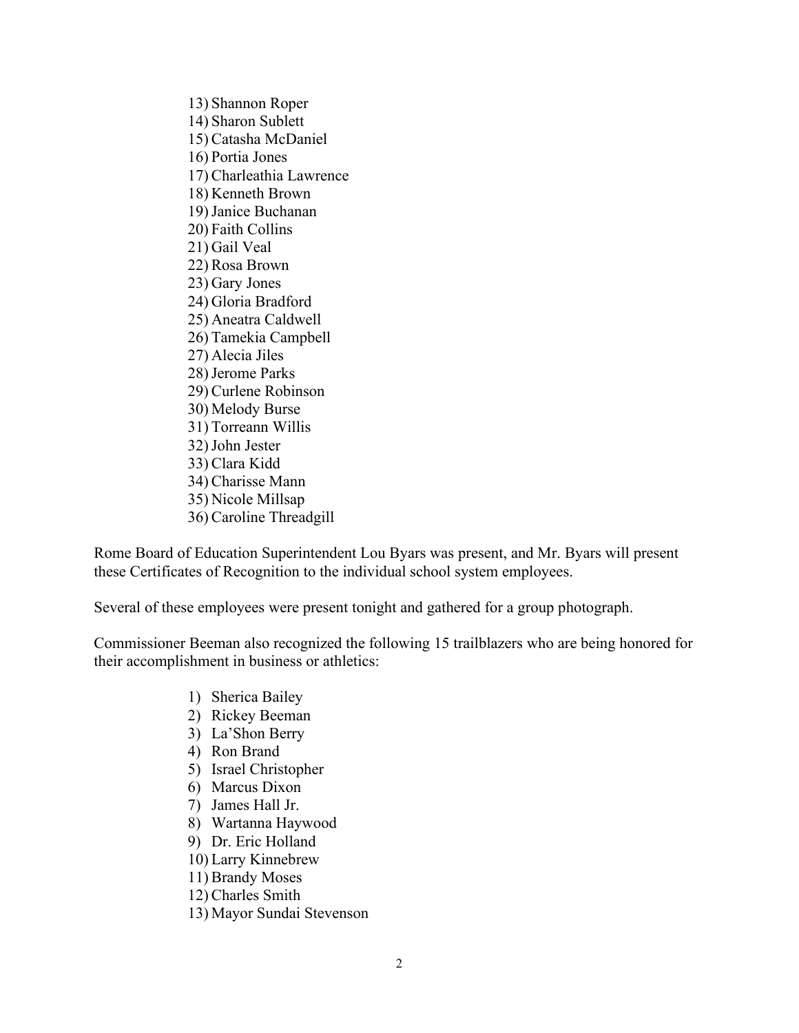13) Shannon Roper
14) Sharon Sublett
15) Catasha McDaniel
16) Portia Jones
17) Charleathia Lawrence
18) Kenneth Brown
19) Janice Buchanan
20) Faith Collins
21) Gail Veal
22) Rosa Brown
23) Gary Jones
24) Gloria Bradford
25) Aneatra Caldwell
26) Tamekia Campbell
27) Alecia Jiles
28) Jerome Parks
29) Curlene Robinson
30) Melody Burse
31) Torreann Willis
32) John Jester
33) Clara Kidd
34) Charisse Mann
35) Nicole Millsap
36) Caroline Threadgill

Rome Board of Education Superintendent Lou Byars was present, and Mr. Byars will present these Certificates of Recognition to the individual school system employees.

Several of these employees were present tonight and gathered for a group photograph.

Commissioner Beeman also recognized the following 15 trailblazers who are being honored for their accomplishment in business or athletics:

1) Sherica Bailey
2) Rickey Beeman
3) La'Shon Berry
4) Ron Brand
5) Israel Christopher
6) Marcus Dixon
7) James Hall Jr.
8) Wartanna Haywood
9) Dr. Eric Holland
10) Larry Kinnebrew
11) Brandy Moses
12) Charles Smith
13) Mayor Sundai Stevenson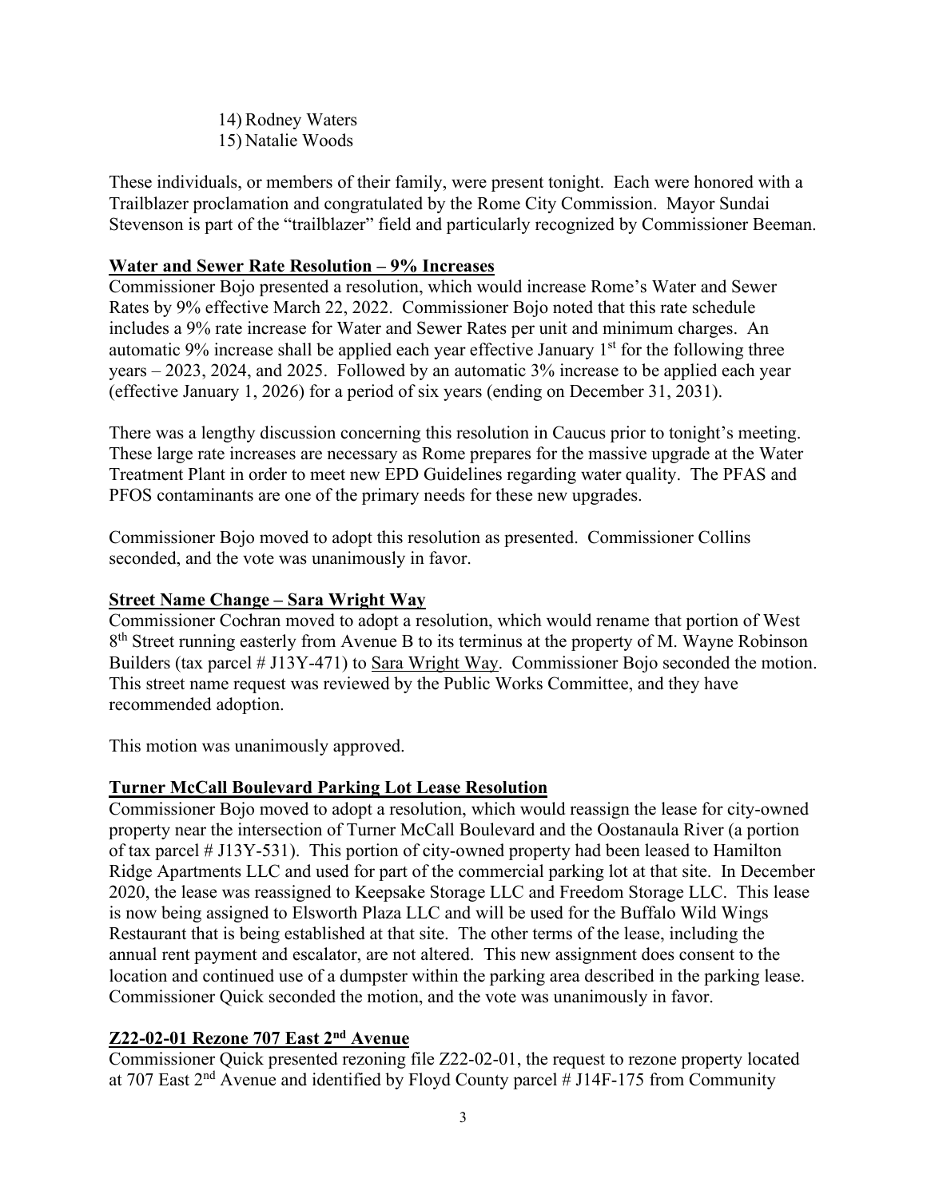14) Rodney Waters
15) Natalie Woods

These individuals, or members of their family, were present tonight. Each were honored with a Trailblazer proclamation and congratulated by the Rome City Commission. Mayor Sundai Stevenson is part of the "trailblazer" field and particularly recognized by Commissioner Beeman.

**Water and Sewer Rate Resolution – 9% Increases**

Commissioner Bojo presented a resolution, which would increase Rome's Water and Sewer Rates by 9% effective March 22, 2022. Commissioner Bojo noted that this rate schedule includes a 9% rate increase for Water and Sewer Rates per unit and minimum charges. An automatic 9% increase shall be applied each year effective January 1st for the following three years – 2023, 2024, and 2025. Followed by an automatic 3% increase to be applied each year (effective January 1, 2026) for a period of six years (ending on December 31, 2031).

There was a lengthy discussion concerning this resolution in Caucus prior to tonight's meeting. These large rate increases are necessary as Rome prepares for the massive upgrade at the Water Treatment Plant in order to meet new EPD Guidelines regarding water quality. The PFAS and PFOS contaminants are one of the primary needs for these new upgrades.

Commissioner Bojo moved to adopt this resolution as presented. Commissioner Collins seconded, and the vote was unanimously in favor.

**Street Name Change – Sara Wright Way**

Commissioner Cochran moved to adopt a resolution, which would rename that portion of West 8th Street running easterly from Avenue B to its terminus at the property of M. Wayne Robinson Builders (tax parcel # J13Y-471) to Sara Wright Way. Commissioner Bojo seconded the motion. This street name request was reviewed by the Public Works Committee, and they have recommended adoption.

This motion was unanimously approved.

**Turner McCall Boulevard Parking Lot Lease Resolution**

Commissioner Bojo moved to adopt a resolution, which would reassign the lease for city-owned property near the intersection of Turner McCall Boulevard and the Oostanaula River (a portion of tax parcel # J13Y-531). This portion of city-owned property had been leased to Hamilton Ridge Apartments LLC and used for part of the commercial parking lot at that site. In December 2020, the lease was reassigned to Keepsake Storage LLC and Freedom Storage LLC. This lease is now being assigned to Elsworth Plaza LLC and will be used for the Buffalo Wild Wings Restaurant that is being established at that site. The other terms of the lease, including the annual rent payment and escalator, are not altered. This new assignment does consent to the location and continued use of a dumpster within the parking area described in the parking lease. Commissioner Quick seconded the motion, and the vote was unanimously in favor.

**Z22-02-01 Rezone 707 East 2nd Avenue**

Commissioner Quick presented rezoning file Z22-02-01, the request to rezone property located at 707 East 2nd Avenue and identified by Floyd County parcel # J14F-175 from Community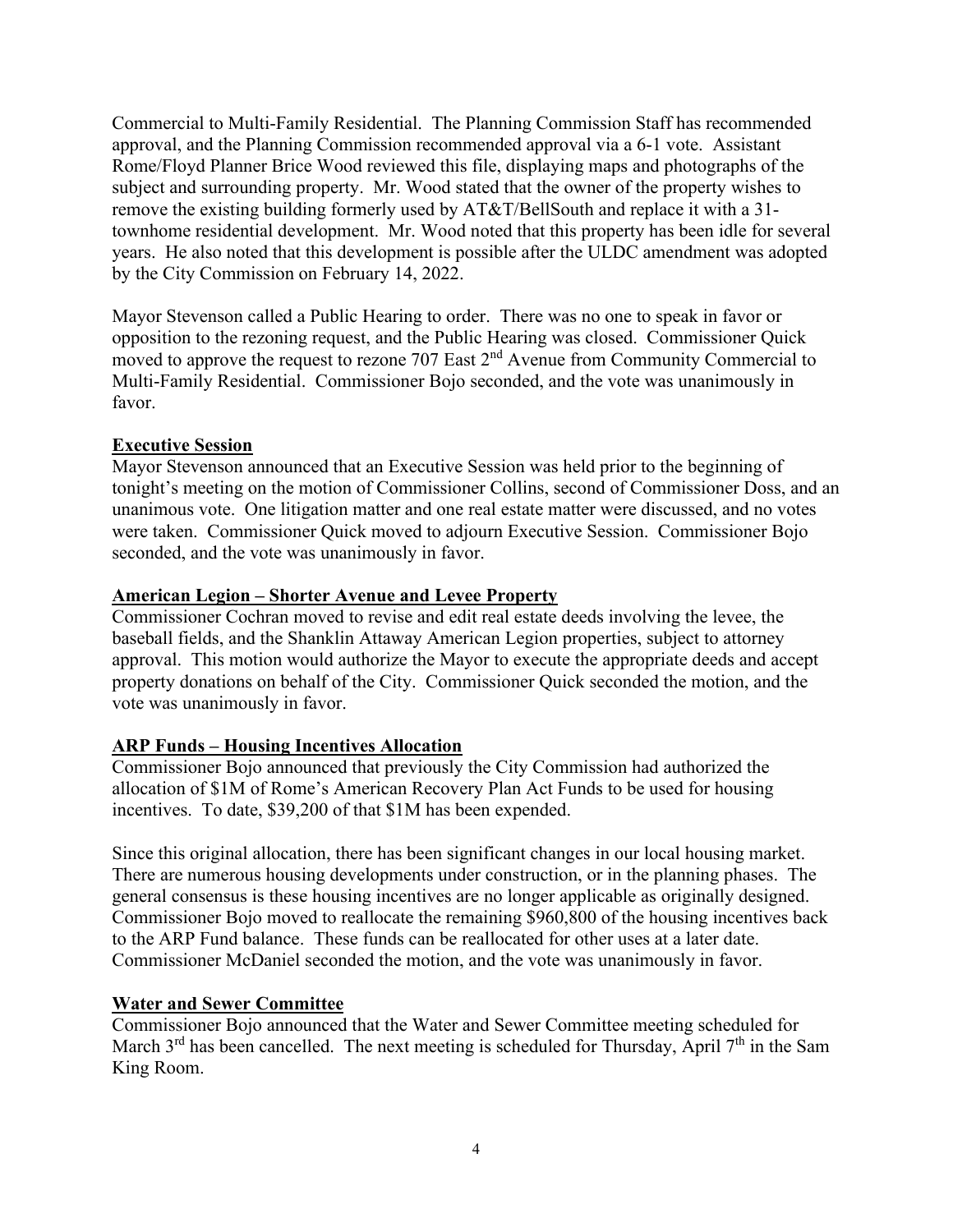Commercial to Multi-Family Residential. The Planning Commission Staff has recommended approval, and the Planning Commission recommended approval via a 6-1 vote. Assistant Rome/Floyd Planner Brice Wood reviewed this file, displaying maps and photographs of the subject and surrounding property. Mr. Wood stated that the owner of the property wishes to remove the existing building formerly used by AT&T/BellSouth and replace it with a 31-townhome residential development. Mr. Wood noted that this property has been idle for several years. He also noted that this development is possible after the ULDC amendment was adopted by the City Commission on February 14, 2022.

Mayor Stevenson called a Public Hearing to order. There was no one to speak in favor or opposition to the rezoning request, and the Public Hearing was closed. Commissioner Quick moved to approve the request to rezone 707 East 2nd Avenue from Community Commercial to Multi-Family Residential. Commissioner Bojo seconded, and the vote was unanimously in favor.

**Executive Session**

Mayor Stevenson announced that an Executive Session was held prior to the beginning of tonight's meeting on the motion of Commissioner Collins, second of Commissioner Doss, and an unanimous vote. One litigation matter and one real estate matter were discussed, and no votes were taken. Commissioner Quick moved to adjourn Executive Session. Commissioner Bojo seconded, and the vote was unanimously in favor.

**American Legion – Shorter Avenue and Levee Property**

Commissioner Cochran moved to revise and edit real estate deeds involving the levee, the baseball fields, and the Shanklin Attaway American Legion properties, subject to attorney approval. This motion would authorize the Mayor to execute the appropriate deeds and accept property donations on behalf of the City. Commissioner Quick seconded the motion, and the vote was unanimously in favor.

**ARP Funds – Housing Incentives Allocation**

Commissioner Bojo announced that previously the City Commission had authorized the allocation of $1M of Rome's American Recovery Plan Act Funds to be used for housing incentives. To date, $39,200 of that $1M has been expended.

Since this original allocation, there has been significant changes in our local housing market. There are numerous housing developments under construction, or in the planning phases. The general consensus is these housing incentives are no longer applicable as originally designed. Commissioner Bojo moved to reallocate the remaining $960,800 of the housing incentives back to the ARP Fund balance. These funds can be reallocated for other uses at a later date. Commissioner McDaniel seconded the motion, and the vote was unanimously in favor.

**Water and Sewer Committee**

Commissioner Bojo announced that the Water and Sewer Committee meeting scheduled for March 3rd has been cancelled. The next meeting is scheduled for Thursday, April 7th in the Sam King Room.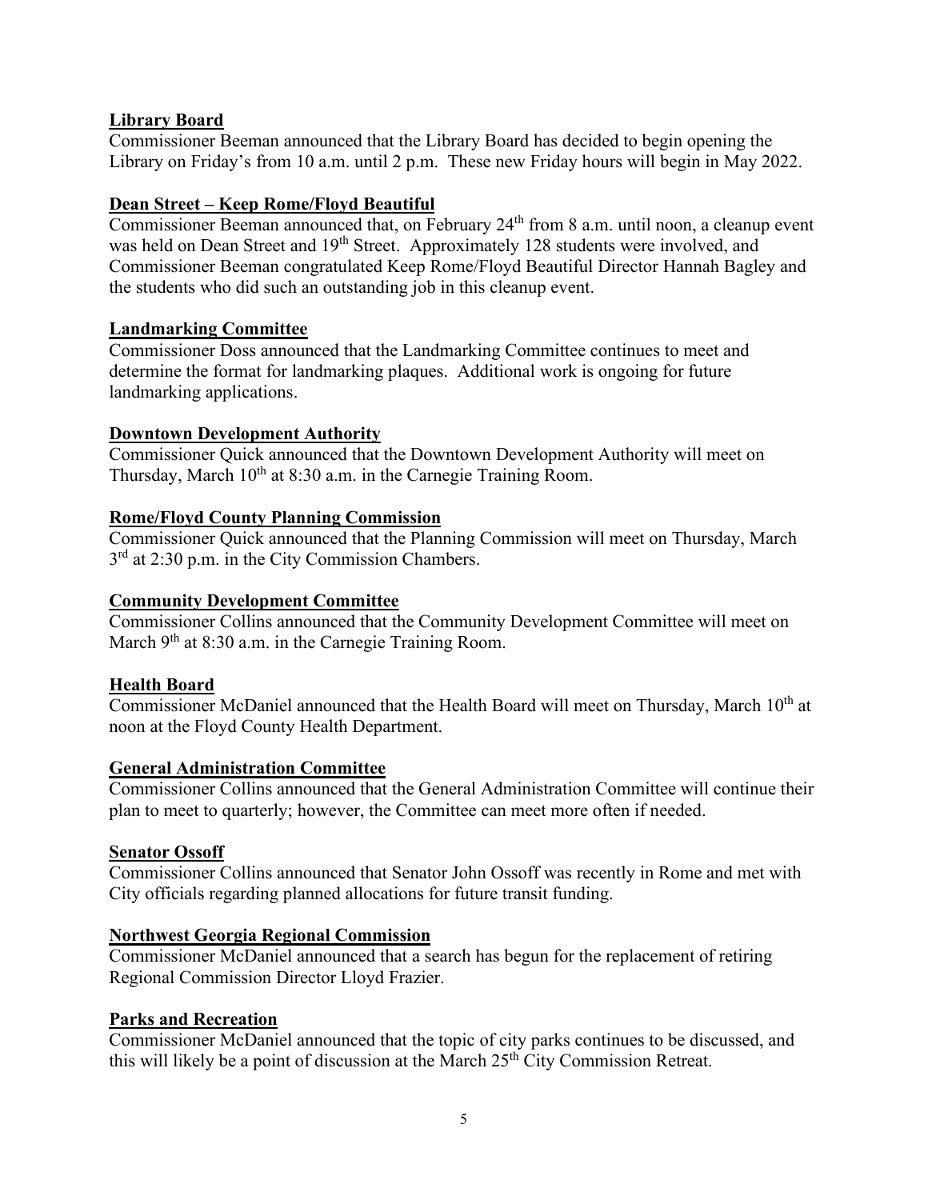**Library Board**

Commissioner Beeman announced that the Library Board has decided to begin opening the Library on Friday's from 10 a.m. until 2 p.m. These new Friday hours will begin in May 2022.

**Dean Street – Keep Rome/Floyd Beautiful**

Commissioner Beeman announced that, on February 24th from 8 a.m. until noon, a cleanup event was held on Dean Street and 19th Street. Approximately 128 students were involved, and Commissioner Beeman congratulated Keep Rome/Floyd Beautiful Director Hannah Bagley and the students who did such an outstanding job in this cleanup event.

**Landmarking Committee**

Commissioner Doss announced that the Landmarking Committee continues to meet and determine the format for landmarking plaques. Additional work is ongoing for future landmarking applications.

**Downtown Development Authority**

Commissioner Quick announced that the Downtown Development Authority will meet on Thursday, March 10th at 8:30 a.m. in the Carnegie Training Room.

**Rome/Floyd County Planning Commission**

Commissioner Quick announced that the Planning Commission will meet on Thursday, March 3rd at 2:30 p.m. in the City Commission Chambers.

**Community Development Committee**

Commissioner Collins announced that the Community Development Committee will meet on March 9th at 8:30 a.m. in the Carnegie Training Room.

**Health Board**

Commissioner McDaniel announced that the Health Board will meet on Thursday, March 10th at noon at the Floyd County Health Department.

**General Administration Committee**

Commissioner Collins announced that the General Administration Committee will continue their plan to meet to quarterly; however, the Committee can meet more often if needed.

**Senator Ossoff**

Commissioner Collins announced that Senator John Ossoff was recently in Rome and met with City officials regarding planned allocations for future transit funding.

**Northwest Georgia Regional Commission**

Commissioner McDaniel announced that a search has begun for the replacement of retiring Regional Commission Director Lloyd Frazier.

**Parks and Recreation**

Commissioner McDaniel announced that the topic of city parks continues to be discussed, and this will likely be a point of discussion at the March 25th City Commission Retreat.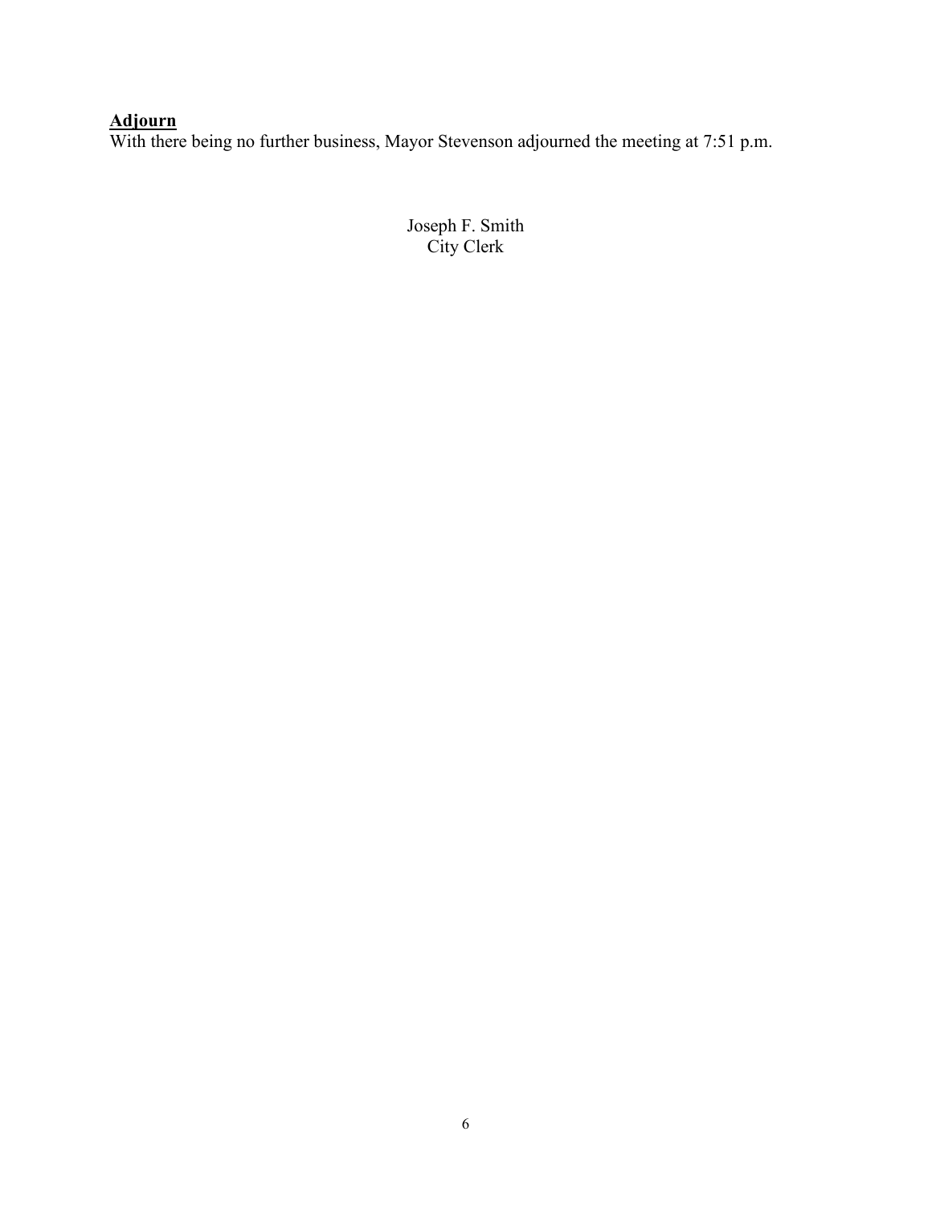**Adjourn**
With there being no further business, Mayor Stevenson adjourned the meeting at 7:51 p.m.

Joseph F. Smith
City Clerk